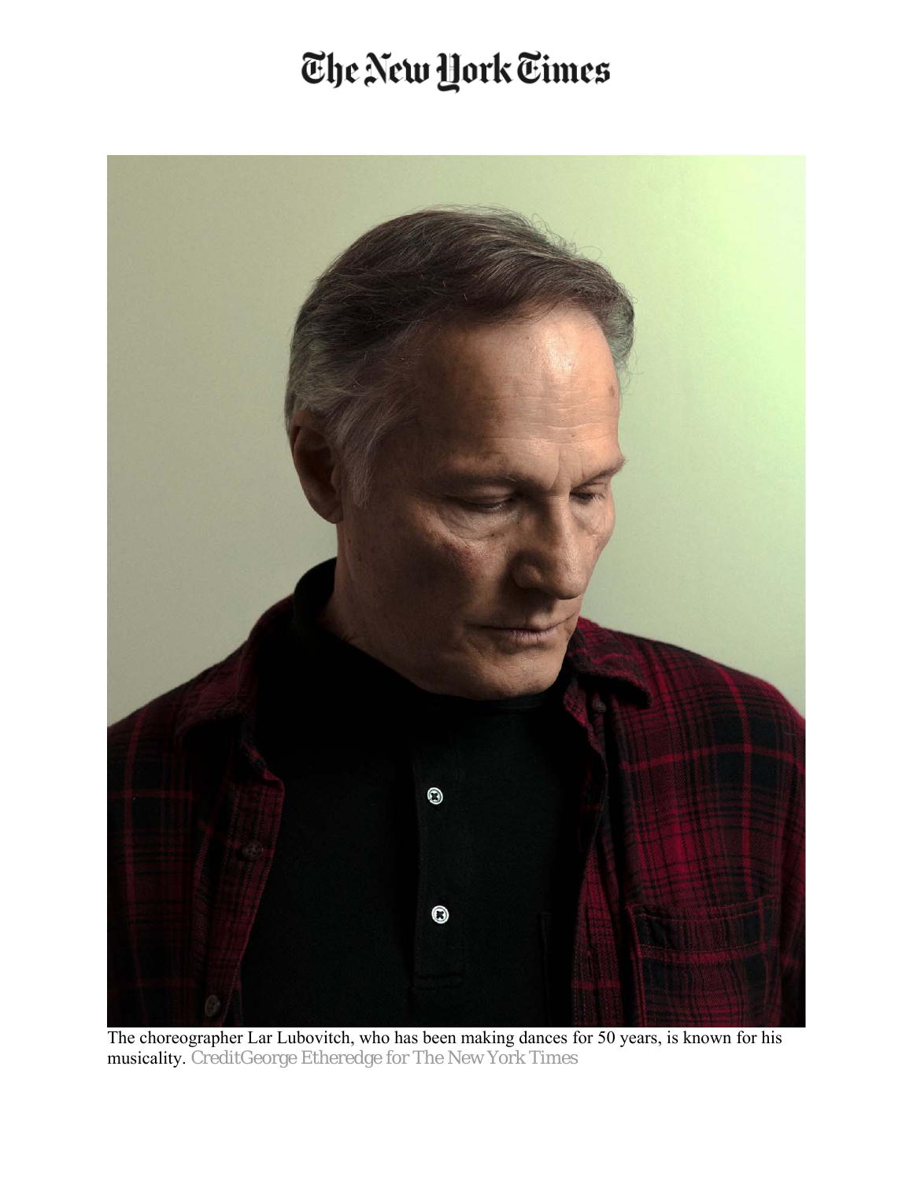# The New York Times

The choreographer Lar Lubovitch, who has been making dances for 50 years, is known for his musicality. CreditGeorge Etheredge for The New York Times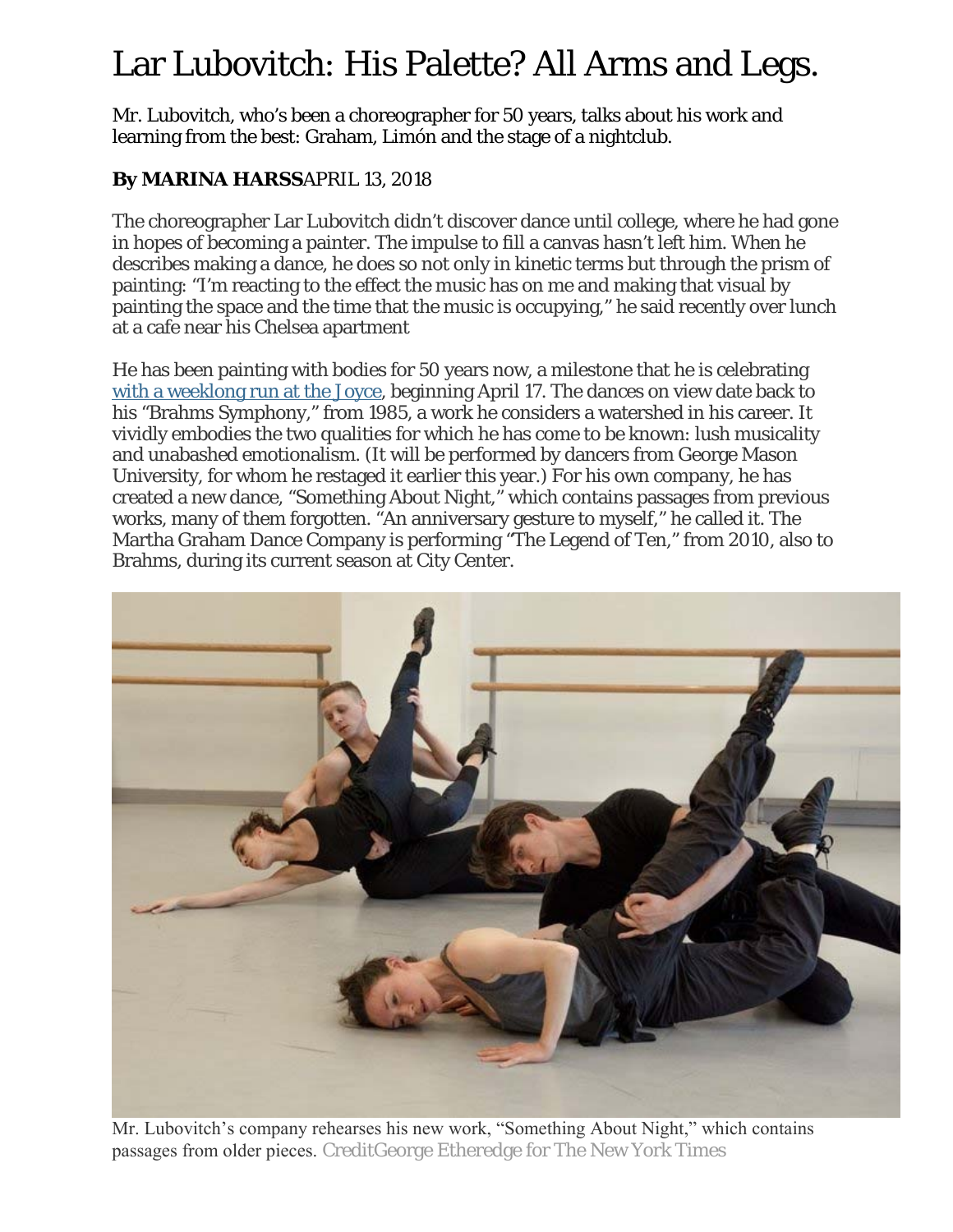# Lar Lubovitch: His Palette? All Arms and Legs.

Mr. Lubovitch, who's been a choreographer for 50 years, talks about his work and learning from the best: Graham, Limón and the stage of a nightclub.

**By MARINA HARSS**APRIL 13, 2018

The choreographer Lar Lubovitch didn't discover dance until college, where he had gone in hopes of becoming a painter. The impulse to fill a canvas hasn't left him. When he describes making a dance, he does so not only in kinetic terms but through the prism of painting: "I'm reacting to the effect the music has on me and making that visual by painting the space and the time that the music is occupying," he said recently over lunch at a cafe near his Chelsea apartment

He has been painting with bodies for 50 years now, a milestone that he is celebrating with a weeklong run at the Joyce, beginning April 17. The dances on view date back to his "Brahms Symphony," from 1985, a work he considers a watershed in his career. It vividly embodies the two qualities for which he has come to be known: lush musicality and unabashed emotionalism. (It will be performed by dancers from George Mason University, for whom he restaged it earlier this year.) For his own company, he has created a new dance, "Something About Night," which contains passages from previous works, many of them forgotten. "An anniversary gesture to myself," he called it. The Martha Graham Dance Company is performing "The Legend of Ten," from 2010, also to Brahms, during its current season at City Center.

Mr. Lubovitch's company rehearses his new work, "Something About Night," which contains passages from older pieces. CreditGeorge Etheredge for The New York Times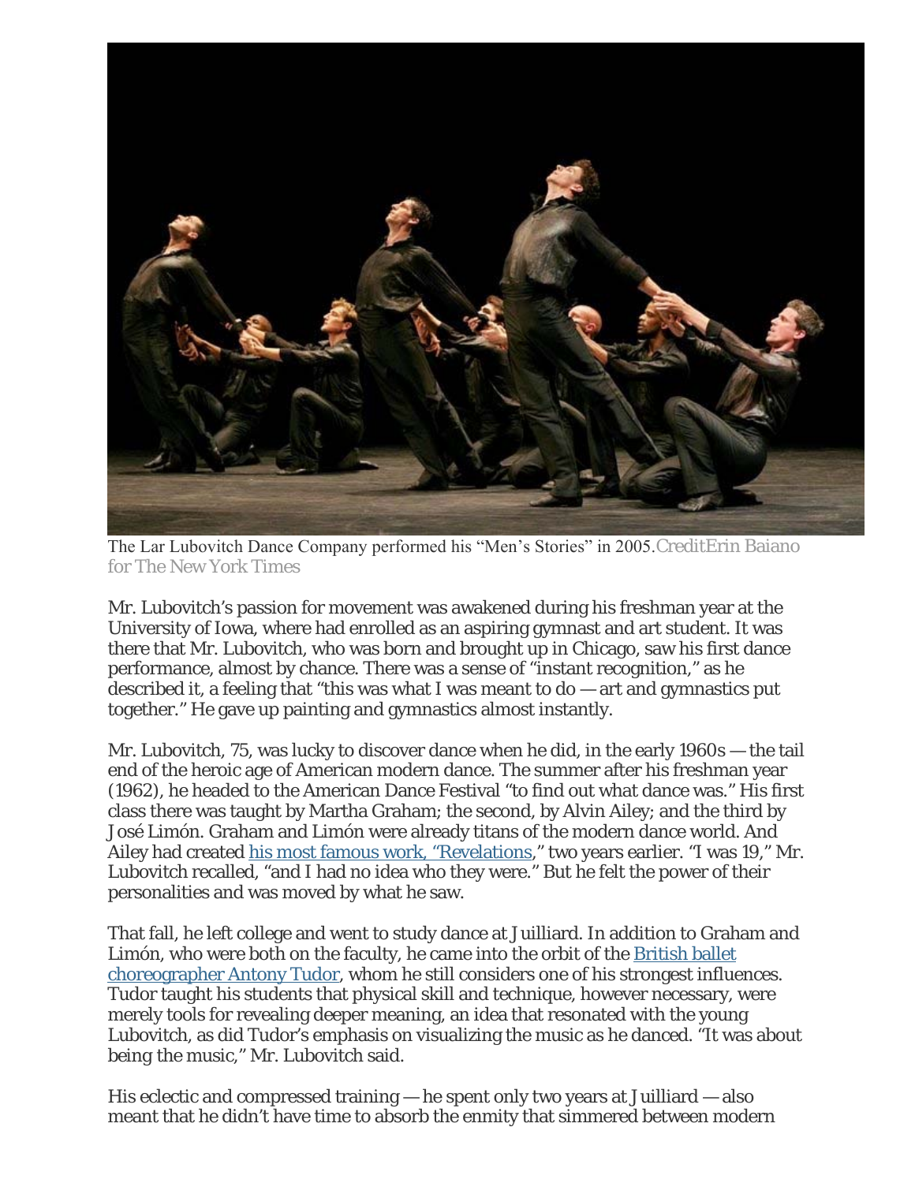The Lar Lubovitch Dance Company performed his "Men's Stories" in 2005.CreditErin Baiano for The New York Times

Mr. Lubovitch's passion for movement was awakened during his freshman year at the University of Iowa, where had enrolled as an aspiring gymnast and art student. It was there that Mr. Lubovitch, who was born and brought up in Chicago, saw his first dance performance, almost by chance. There was a sense of "instant recognition," as he described it, a feeling that "this was what I was meant to do — art and gymnastics put together." He gave up painting and gymnastics almost instantly.

Mr. Lubovitch, 75, was lucky to discover dance when he did, in the early 1960s — the tail end of the heroic age of American modern dance. The summer after his freshman year (1962), he headed to the American Dance Festival "to find out what dance was." His first class there was taught by Martha Graham; the second, by Alvin Ailey; and the third by José Limón. Graham and Limón were already titans of the modern dance world. And Ailey had created his most famous work, "Revelations," two years earlier. "I was 19," Mr. Lubovitch recalled, "and I had no idea who they were." But he felt the power of their personalities and was moved by what he saw.

That fall, he left college and went to study dance at Juilliard. In addition to Graham and Limón, who were both on the faculty, he came into the orbit of the British ballet choreographer Antony Tudor, whom he still considers one of his strongest influences. Tudor taught his students that physical skill and technique, however necessary, were merely tools for revealing deeper meaning, an idea that resonated with the young Lubovitch, as did Tudor's emphasis on visualizing the music as he danced. "It was about being the music," Mr. Lubovitch said.

His eclectic and compressed training — he spent only two years at Juilliard — also meant that he didn't have time to absorb the enmity that simmered between modern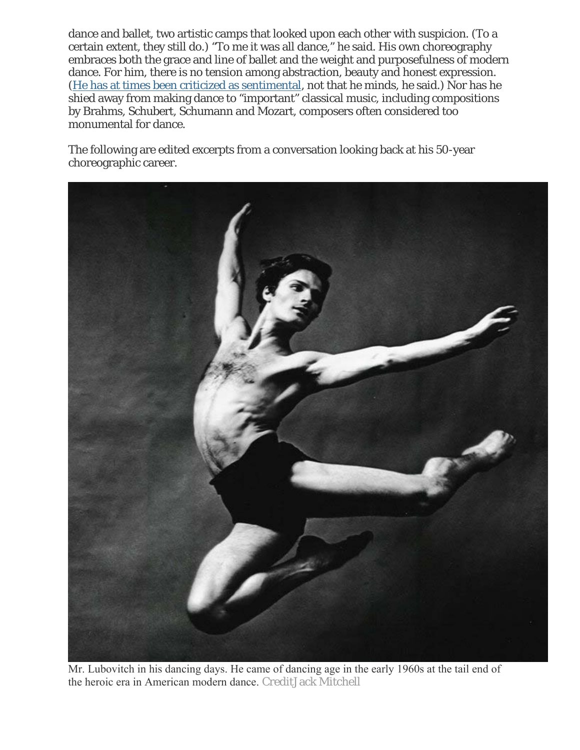dance and ballet, two artistic camps that looked upon each other with suspicion. (To a certain extent, they still do.) "To me it was all dance," he said. His own choreography embraces both the grace and line of ballet and the weight and purposefulness of modern dance. For him, there is no tension among abstraction, beauty and honest expression. (He has at times been criticized as sentimental, not that he minds, he said.) Nor has he shied away from making dance to "important" classical music, including compositions by Brahms, Schubert, Schumann and Mozart, composers often considered too monumental for dance.

The following are edited excerpts from a conversation looking back at his 50-year choreographic career.

Mr. Lubovitch in his dancing days. He came of dancing age in the early 1960s at the tail end of the heroic era in American modern dance. CreditJack Mitchell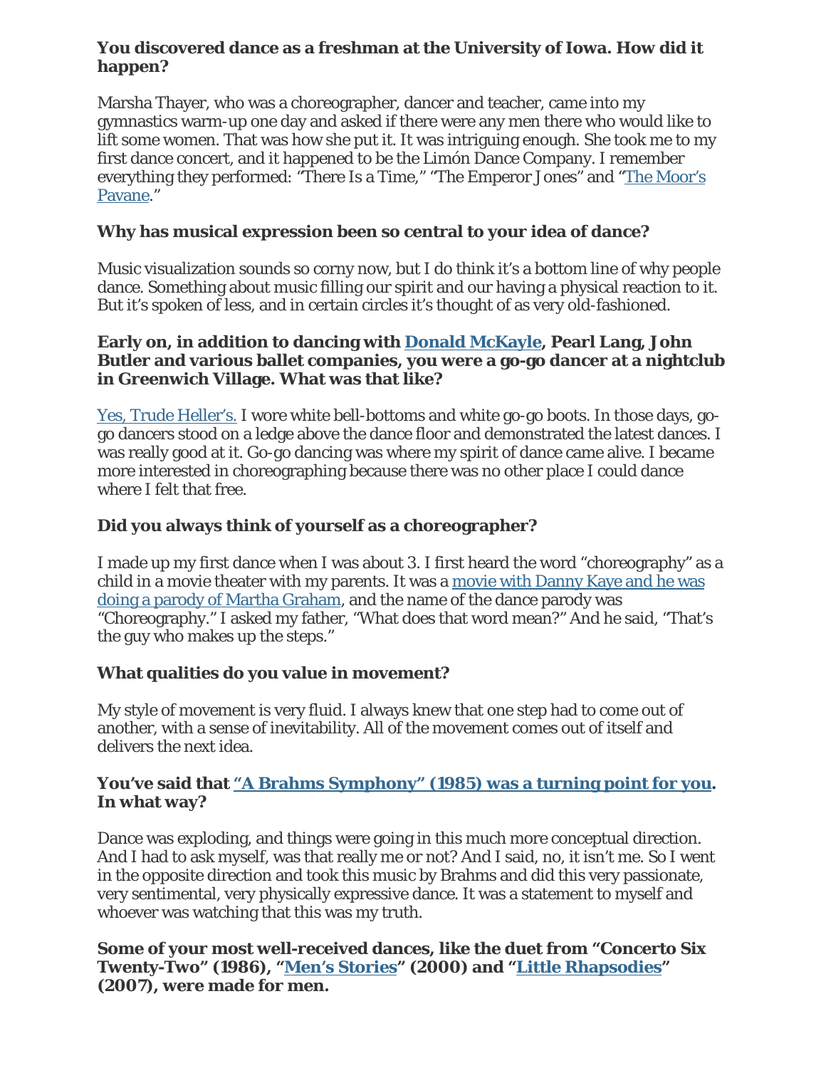**You discovered dance as a freshman at the University of Iowa. How did it happen?**

Marsha Thayer, who was a choreographer, dancer and teacher, came into my gymnastics warm-up one day and asked if there were any men there who would like to lift some women. That was how she put it. It was intriguing enough. She took me to my first dance concert, and it happened to be the Limón Dance Company. I remember everything they performed: "There Is a Time," "The Emperor Jones" and "The Moor's Pavane."

**Why has musical expression been so central to your idea of dance?**

Music visualization sounds so corny now, but I do think it's a bottom line of why people dance. Something about music filling our spirit and our having a physical reaction to it. But it's spoken of less, and in certain circles it's thought of as very old-fashioned.

**Early on, in addition to dancing with Donald McKayle, Pearl Lang, John Butler and various ballet companies, you were a go-go dancer at a nightclub in Greenwich Village. What was that like?**

Yes, Trude Heller's. I wore white bell-bottoms and white go-go boots. In those days, go-go dancers stood on a ledge above the dance floor and demonstrated the latest dances. I was really good at it. Go-go dancing was where my spirit of dance came alive. I became more interested in choreographing because there was no other place I could dance where I felt that free.

**Did you always think of yourself as a choreographer?**

I made up my first dance when I was about 3. I first heard the word "choreography" as a child in a movie theater with my parents. It was a movie with Danny Kaye and he was doing a parody of Martha Graham, and the name of the dance parody was "Choreography." I asked my father, "What does that word mean?" And he said, "That's the guy who makes up the steps."

**What qualities do you value in movement?**

My style of movement is very fluid. I always knew that one step had to come out of another, with a sense of inevitability. All of the movement comes out of itself and delivers the next idea.

**You've said that "A Brahms Symphony" (1985) was a turning point for you. In what way?**

Dance was exploding, and things were going in this much more conceptual direction. And I had to ask myself, was that really me or not? And I said, no, it isn't me. So I went in the opposite direction and took this music by Brahms and did this very passionate, very sentimental, very physically expressive dance. It was a statement to myself and whoever was watching that this was my truth.

**Some of your most well-received dances, like the duet from "Concerto Six Twenty-Two" (1986), "Men's Stories" (2000) and "Little Rhapsodies" (2007), were made for men.**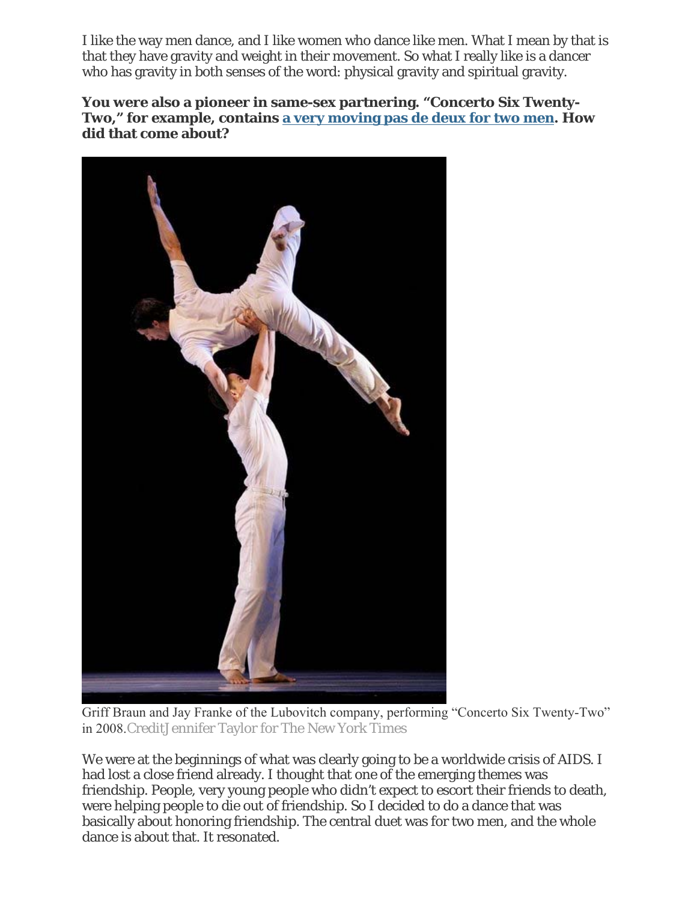I like the way men dance, and I like women who dance like men. What I mean by that is that they have gravity and weight in their movement. So what I really like is a dancer who has gravity in both senses of the word: physical gravity and spiritual gravity.

**You were also a pioneer in same-sex partnering. "Concerto Six Twenty-Two," for example, contains a very moving pas de deux for two men. How did that come about?**

Griff Braun and Jay Franke of the Lubovitch company, performing "Concerto Six Twenty-Two" in 2008.CreditJennifer Taylor for The New York Times

We were at the beginnings of what was clearly going to be a worldwide crisis of AIDS. I had lost a close friend already. I thought that one of the emerging themes was friendship. People, very young people who didn't expect to escort their friends to death, were helping people to die out of friendship. So I decided to do a dance that was basically about honoring friendship. The central duet was for two men, and the whole dance is about that. It resonated.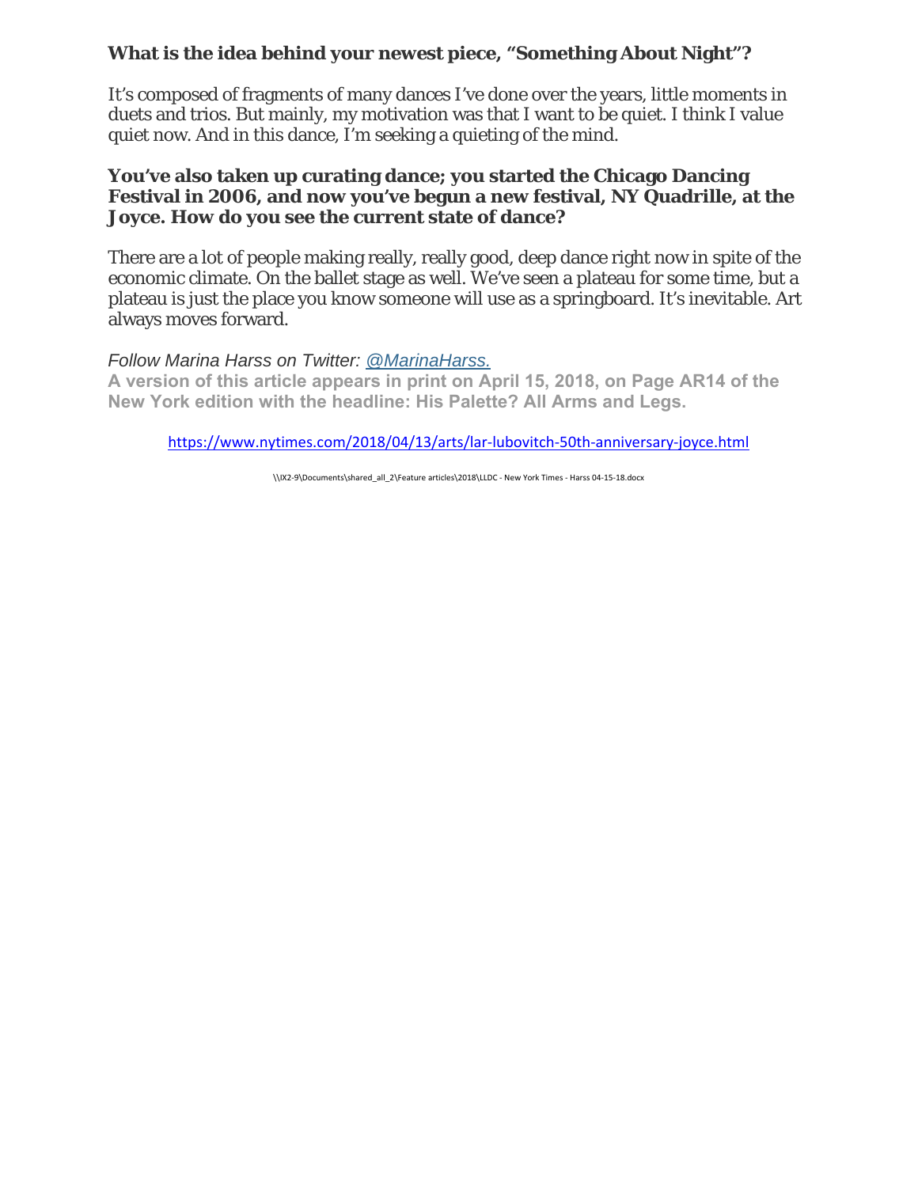**What is the idea behind your newest piece, "Something About Night"?**

It's composed of fragments of many dances I've done over the years, little moments in duets and trios. But mainly, my motivation was that I want to be quiet. I think I value quiet now. And in this dance, I'm seeking a quieting of the mind.

**You've also taken up curating dance; you started the Chicago Dancing Festival in 2006, and now you've begun a new festival, NY Quadrille, at the Joyce. How do you see the current state of dance?**

There are a lot of people making really, really good, deep dance right now in spite of the economic climate. On the ballet stage as well. We've seen a plateau for some time, but a plateau is just the place you know someone will use as a springboard. It's inevitable. Art always moves forward.

*Follow Marina Harss on Twitter: [@MarinaHarss.](https://twitter.com/MarinaHarss)*

**A version of this article appears in print on April 15, 2018, on Page AR14 of the New York edition with the headline: His Palette? All Arms and Legs.**

https://www.nytimes.com/2018/04/13/arts/lar-lubovitch-50th-anniversary-joyce.html

\\IX2-9\Documents\shared_all_2\Feature articles\2018\LLDC - New York Times - Harss 04-15-18.docx